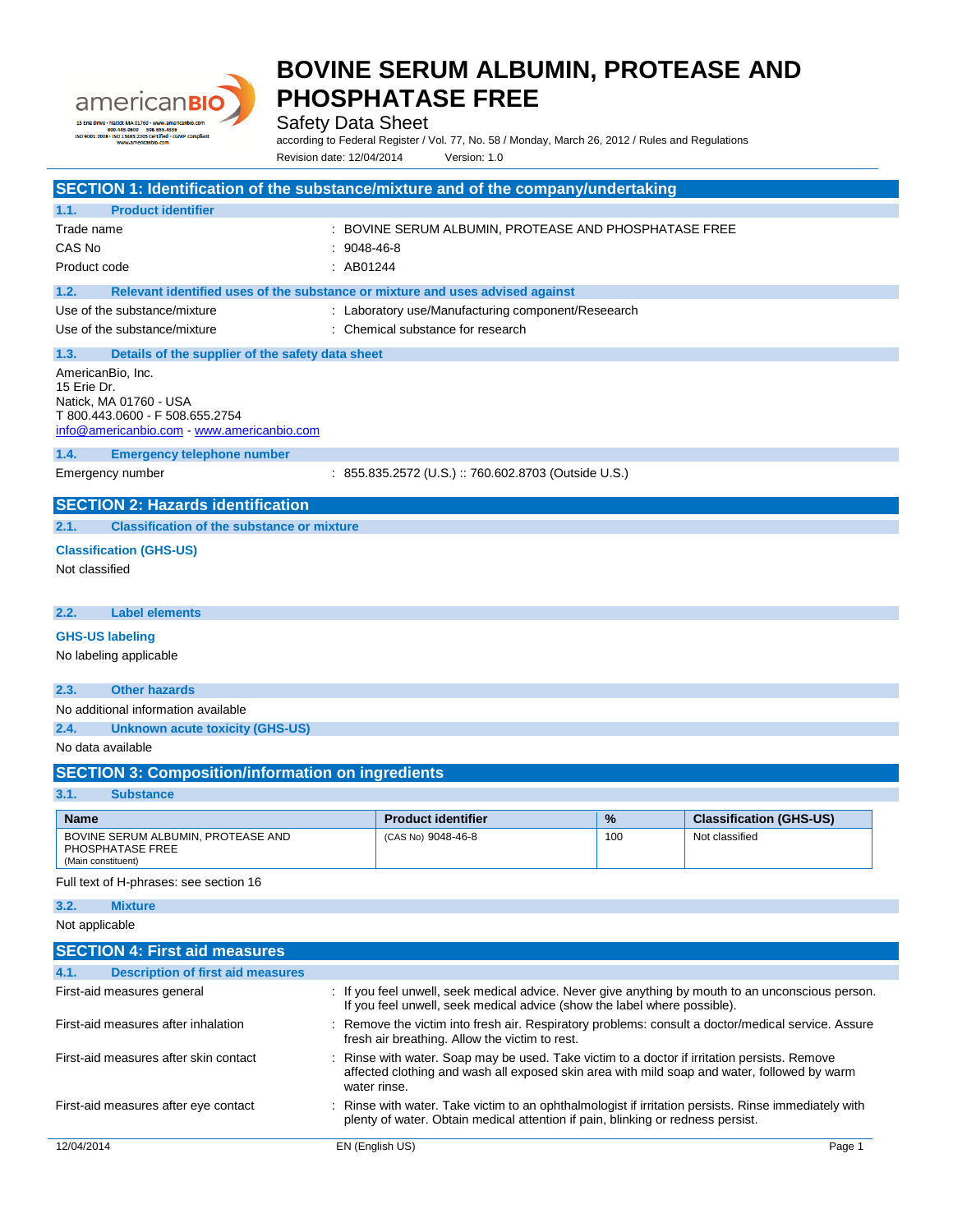# BOVINE SERUM ALBUMIN, PROTEASE AND PHOSPHATASE FREE

Safety Data Sheet

according to Federal Register / Vol. 77, No. 58 / Monday, March 26, 2012 / Rules and Regulations

Revision date: 12/04/2014 Version: 1.0

## SECTION 1: Identification of the substance/mixture and of the company/undertaking

### 1.1. Product identifier

| | | |
|---|---|---|
| Trade name | : | BOVINE SERUM ALBUMIN, PROTEASE AND PHOSPHATASE FREE |
| CAS No | : | 9048-46-8 |
| Product code | : | AB01244 |

### 1.2. Relevant identified uses of the substance or mixture and uses advised against

| | | |
|---|---|---|
| Use of the substance/mixture | : | Laboratory use/Manufacturing component/Reseearch |
| Use of the substance/mixture | : | Chemical substance for research |

### 1.3. Details of the supplier of the safety data sheet

AmericanBio, Inc.
15 Erie Dr.
Natick, MA 01760 - USA
T 800.443.0600 - F 508.655.2754
info@americanbio.com - www.americanbio.com

### 1.4. Emergency telephone number

| | | |
|---|---|---|
| Emergency number | : | 855.835.2572 (U.S.) :: 760.602.8703 (Outside U.S.) |

## SECTION 2: Hazards identification

### 2.1. Classification of the substance or mixture

**Classification (GHS-US)**

Not classified

### 2.2. Label elements

**GHS-US labeling**

No labeling applicable

### 2.3. Other hazards

No additional information available

### 2.4. Unknown acute toxicity (GHS-US)

No data available

## SECTION 3: Composition/information on ingredients

### 3.1. Substance

| Name | Product identifier | % | Classification (GHS-US) |
|---|---|---|---|
| BOVINE SERUM ALBUMIN, PROTEASE AND PHOSPHATASE FREE (Main constituent) | (CAS No) 9048-46-8 | 100 | Not classified |

Full text of H-phrases: see section 16

### 3.2. Mixture

Not applicable

## SECTION 4: First aid measures

### 4.1. Description of first aid measures

| | | |
|---|---|---|
| First-aid measures general | : | If you feel unwell, seek medical advice. Never give anything by mouth to an unconscious person. If you feel unwell, seek medical advice (show the label where possible). |
| First-aid measures after inhalation | : | Remove the victim into fresh air. Respiratory problems: consult a doctor/medical service. Assure fresh air breathing. Allow the victim to rest. |
| First-aid measures after skin contact | : | Rinse with water. Soap may be used. Take victim to a doctor if irritation persists. Remove affected clothing and wash all exposed skin area with mild soap and water, followed by warm water rinse. |
| First-aid measures after eye contact | : | Rinse with water. Take victim to an ophthalmologist if irritation persists. Rinse immediately with plenty of water. Obtain medical attention if pain, blinking or redness persist. |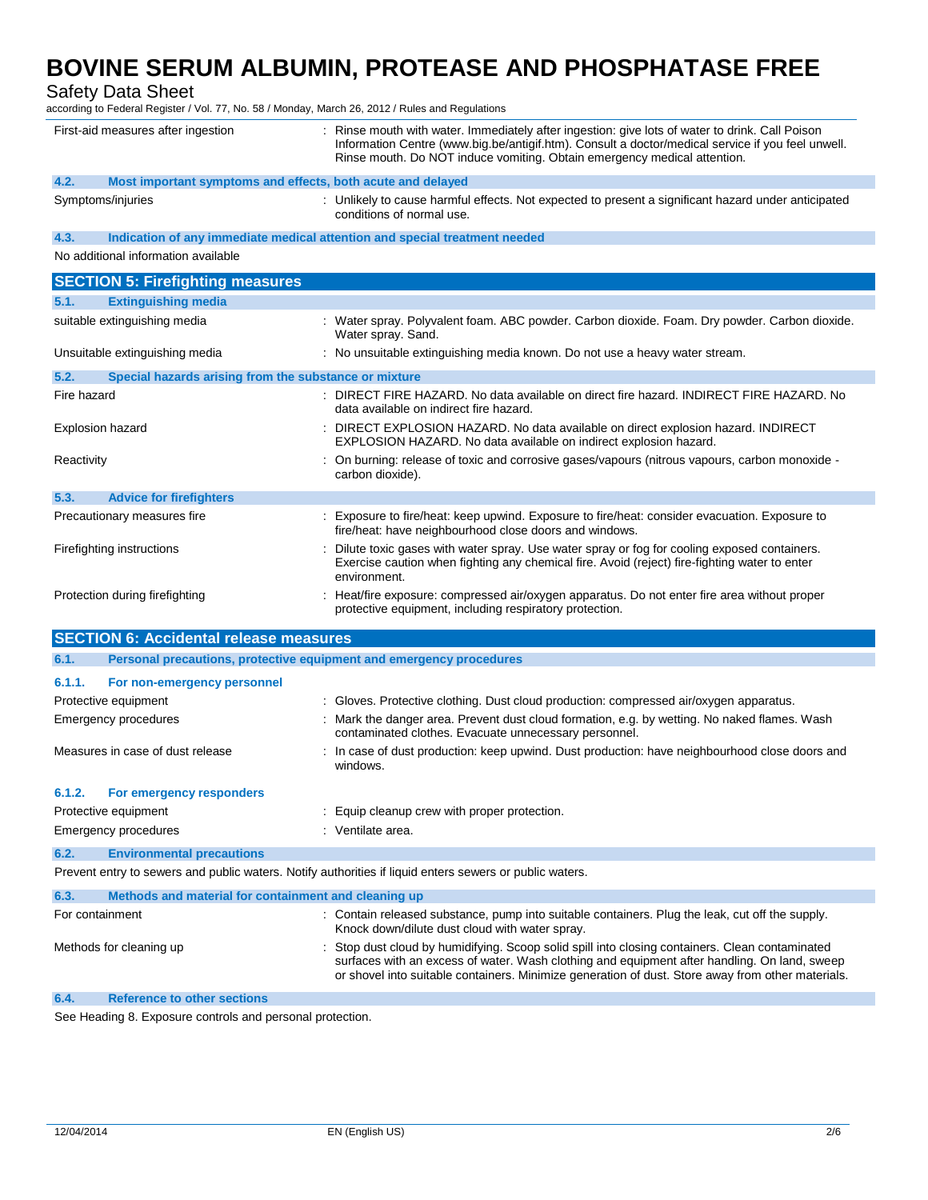| | |
|---|---|
| First-aid measures after ingestion | : Rinse mouth with water. Immediately after ingestion: give lots of water to drink. Call Poison Information Centre (www.big.be/antigif.htm). Consult a doctor/medical service if you feel unwell. Rinse mouth. Do NOT induce vomiting. Obtain emergency medical attention. |

### 4.2. Most important symptoms and effects, both acute and delayed

| | |
|---|---|
| Symptoms/injuries | : Unlikely to cause harmful effects. Not expected to present a significant hazard under anticipated conditions of normal use. |

### 4.3. Indication of any immediate medical attention and special treatment needed

No additional information available

## SECTION 5: Firefighting measures

### 5.1. Extinguishing media

| | |
|---|---|
| suitable extinguishing media | : Water spray. Polyvalent foam. ABC powder. Carbon dioxide. Foam. Dry powder. Carbon dioxide. Water spray. Sand. |
| Unsuitable extinguishing media | : No unsuitable extinguishing media known. Do not use a heavy water stream. |

### 5.2. Special hazards arising from the substance or mixture

| | |
|---|---|
| Fire hazard | : DIRECT FIRE HAZARD. No data available on direct fire hazard. INDIRECT FIRE HAZARD. No data available on indirect fire hazard. |
| Explosion hazard | : DIRECT EXPLOSION HAZARD. No data available on direct explosion hazard. INDIRECT EXPLOSION HAZARD. No data available on indirect explosion hazard. |
| Reactivity | : On burning: release of toxic and corrosive gases/vapours (nitrous vapours, carbon monoxide - carbon dioxide). |

### 5.3. Advice for firefighters

| | |
|---|---|
| Precautionary measures fire | : Exposure to fire/heat: keep upwind. Exposure to fire/heat: consider evacuation. Exposure to fire/heat: have neighbourhood close doors and windows. |
| Firefighting instructions | : Dilute toxic gases with water spray. Use water spray or fog for cooling exposed containers. Exercise caution when fighting any chemical fire. Avoid (reject) fire-fighting water to enter environment. |
| Protection during firefighting | : Heat/fire exposure: compressed air/oxygen apparatus. Do not enter fire area without proper protective equipment, including respiratory protection. |

## SECTION 6: Accidental release measures

### 6.1. Personal precautions, protective equipment and emergency procedures

#### 6.1.1. For non-emergency personnel

| | |
|---|---|
| Protective equipment | : Gloves. Protective clothing. Dust cloud production: compressed air/oxygen apparatus. |
| Emergency procedures | : Mark the danger area. Prevent dust cloud formation, e.g. by wetting. No naked flames. Wash contaminated clothes. Evacuate unnecessary personnel. |
| Measures in case of dust release | : In case of dust production: keep upwind. Dust production: have neighbourhood close doors and windows. |

#### 6.1.2. For emergency responders

| | |
|---|---|
| Protective equipment | : Equip cleanup crew with proper protection. |
| Emergency procedures | : Ventilate area. |

### 6.2. Environmental precautions

Prevent entry to sewers and public waters. Notify authorities if liquid enters sewers or public waters.

### 6.3. Methods and material for containment and cleaning up

| | |
|---|---|
| For containment | : Contain released substance, pump into suitable containers. Plug the leak, cut off the supply. Knock down/dilute dust cloud with water spray. |
| Methods for cleaning up | : Stop dust cloud by humidifying. Scoop solid spill into closing containers. Clean contaminated surfaces with an excess of water. Wash clothing and equipment after handling. On land, sweep or shovel into suitable containers. Minimize generation of dust. Store away from other materials. |

### 6.4. Reference to other sections

See Heading 8. Exposure controls and personal protection.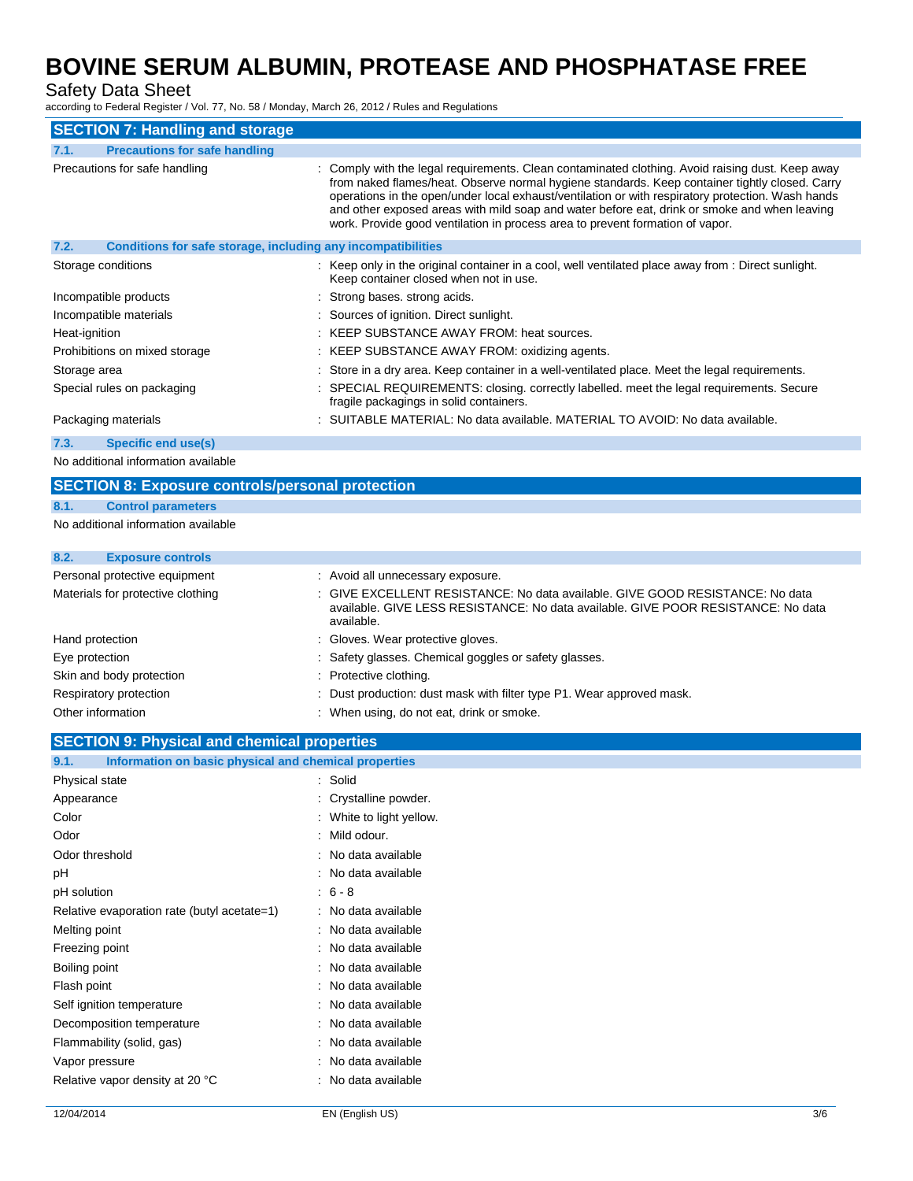## SECTION 7: Handling and storage

### 7.1. Precautions for safe handling

| | |
|---|---|
| Precautions for safe handling | : Comply with the legal requirements. Clean contaminated clothing. Avoid raising dust. Keep away from naked flames/heat. Observe normal hygiene standards. Keep container tightly closed. Carry operations in the open/under local exhaust/ventilation or with respiratory protection. Wash hands and other exposed areas with mild soap and water before eat, drink or smoke and when leaving work. Provide good ventilation in process area to prevent formation of vapor. |

### 7.2. Conditions for safe storage, including any incompatibilities

| | |
|---|---|
| Storage conditions | : Keep only in the original container in a cool, well ventilated place away from : Direct sunlight. Keep container closed when not in use. |
| Incompatible products | : Strong bases. strong acids. |
| Incompatible materials | : Sources of ignition. Direct sunlight. |
| Heat-ignition | : KEEP SUBSTANCE AWAY FROM: heat sources. |
| Prohibitions on mixed storage | : KEEP SUBSTANCE AWAY FROM: oxidizing agents. |
| Storage area | : Store in a dry area. Keep container in a well-ventilated place. Meet the legal requirements. |
| Special rules on packaging | : SPECIAL REQUIREMENTS: closing. correctly labelled. meet the legal requirements. Secure fragile packagings in solid containers. |
| Packaging materials | : SUITABLE MATERIAL: No data available. MATERIAL TO AVOID: No data available. |

### 7.3. Specific end use(s)

No additional information available

## SECTION 8: Exposure controls/personal protection

### 8.1. Control parameters

No additional information available

### 8.2. Exposure controls

| | |
|---|---|
| Personal protective equipment | : Avoid all unnecessary exposure. |
| Materials for protective clothing | : GIVE EXCELLENT RESISTANCE: No data available. GIVE GOOD RESISTANCE: No data available. GIVE LESS RESISTANCE: No data available. GIVE POOR RESISTANCE: No data available. |
| Hand protection | : Gloves. Wear protective gloves. |
| Eye protection | : Safety glasses. Chemical goggles or safety glasses. |
| Skin and body protection | : Protective clothing. |
| Respiratory protection | : Dust production: dust mask with filter type P1. Wear approved mask. |
| Other information | : When using, do not eat, drink or smoke. |

## SECTION 9: Physical and chemical properties

### 9.1. Information on basic physical and chemical properties

| | |
|---|---|
| Physical state | : Solid |
| Appearance | : Crystalline powder. |
| Color | : White to light yellow. |
| Odor | : Mild odour. |
| Odor threshold | : No data available |
| pH | : No data available |
| pH solution | : 6 - 8 |
| Relative evaporation rate (butyl acetate=1) | : No data available |
| Melting point | : No data available |
| Freezing point | : No data available |
| Boiling point | : No data available |
| Flash point | : No data available |
| Self ignition temperature | : No data available |
| Decomposition temperature | : No data available |
| Flammability (solid, gas) | : No data available |
| Vapor pressure | : No data available |
| Relative vapor density at 20 °C | : No data available |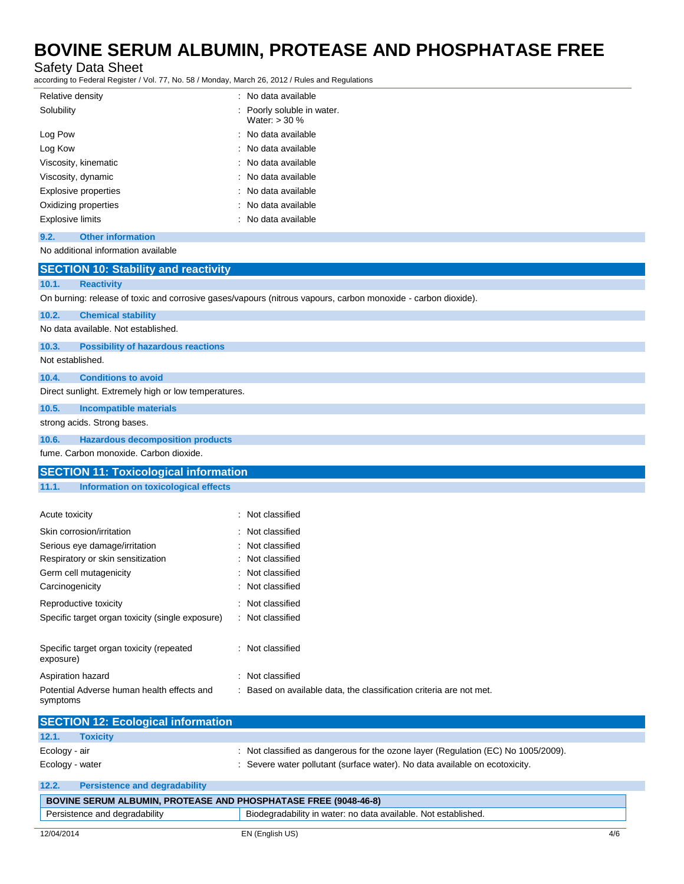| | | |
|---|---|---|
| Relative density | : | No data available |
| Solubility | : | Poorly soluble in water.<br>Water: > 30 % |
| Log Pow | : | No data available |
| Log Kow | : | No data available |
| Viscosity, kinematic | : | No data available |
| Viscosity, dynamic | : | No data available |
| Explosive properties | : | No data available |
| Oxidizing properties | : | No data available |
| Explosive limits | : | No data available |

### 9.2. Other information

No additional information available

## SECTION 10: Stability and reactivity

### 10.1. Reactivity

On burning: release of toxic and corrosive gases/vapours (nitrous vapours, carbon monoxide - carbon dioxide).

### 10.2. Chemical stability

No data available. Not established.

### 10.3. Possibility of hazardous reactions

Not established.

### 10.4. Conditions to avoid

Direct sunlight. Extremely high or low temperatures.

### 10.5. Incompatible materials

strong acids. Strong bases.

### 10.6. Hazardous decomposition products

fume. Carbon monoxide. Carbon dioxide.

## SECTION 11: Toxicological information

### 11.1. Information on toxicological effects

| | | |
|---|---|---|
| Acute toxicity | : | Not classified |
| Skin corrosion/irritation | : | Not classified |
| Serious eye damage/irritation | : | Not classified |
| Respiratory or skin sensitization | : | Not classified |
| Germ cell mutagenicity | : | Not classified |
| Carcinogenicity | : | Not classified |
| Reproductive toxicity | : | Not classified |
| Specific target organ toxicity (single exposure) | : | Not classified |
| Specific target organ toxicity (repeated exposure) | : | Not classified |
| Aspiration hazard | : | Not classified |
| Potential Adverse human health effects and symptoms | : | Based on available data, the classification criteria are not met. |

## SECTION 12: Ecological information

### 12.1. Toxicity

| | | |
|---|---|---|
| Ecology - air | : | Not classified as dangerous for the ozone layer (Regulation (EC) No 1005/2009). |
| Ecology - water | : | Severe water pollutant (surface water). No data available on ecotoxicity. |

### 12.2. Persistence and degradability

| BOVINE SERUM ALBUMIN, PROTEASE AND PHOSPHATASE FREE (9048-46-8) | |
|---|---|
| Persistence and degradability | Biodegradability in water: no data available. Not established. |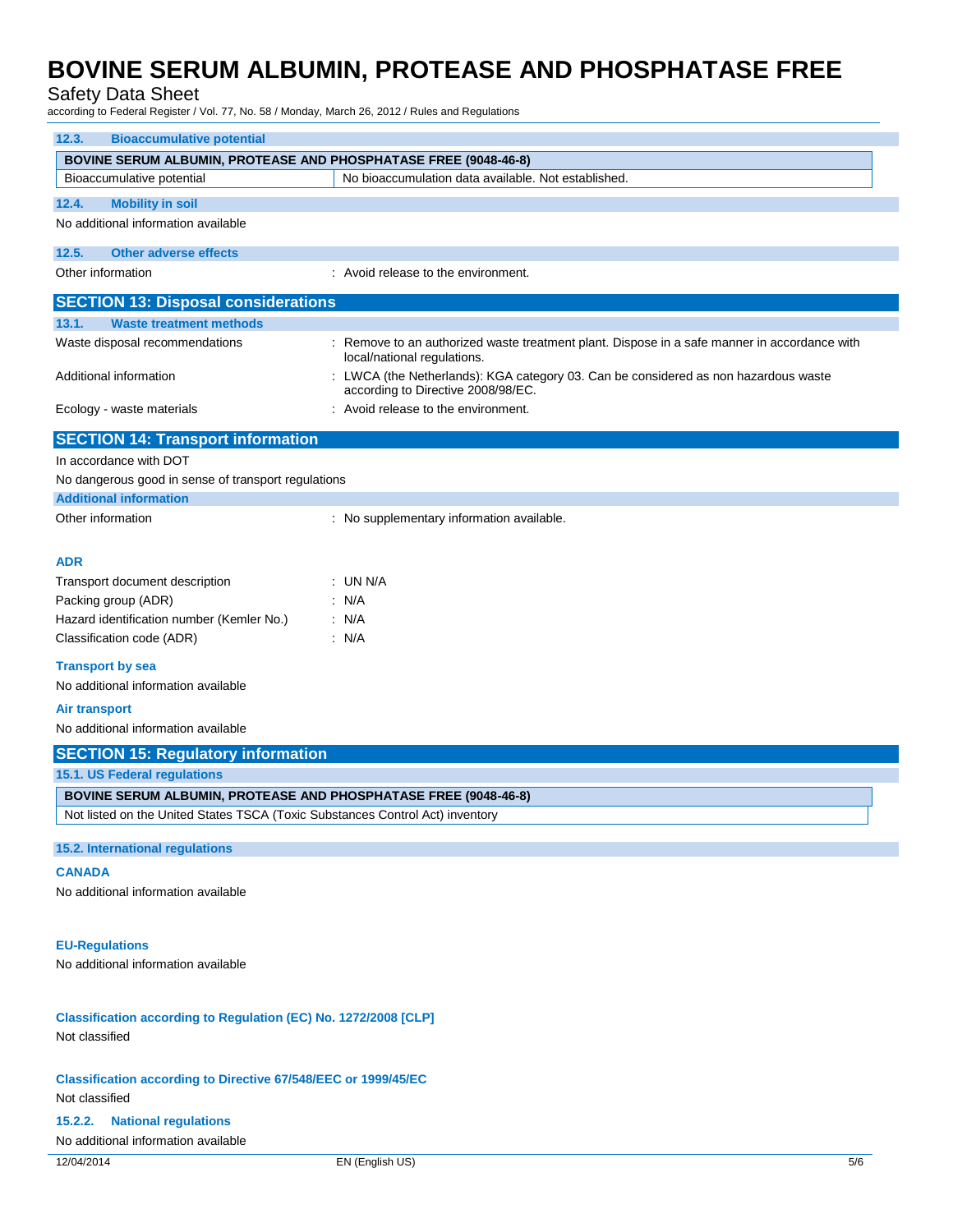### 12.3. Bioaccumulative potential

| BOVINE SERUM ALBUMIN, PROTEASE AND PHOSPHATASE FREE (9048-46-8) | |
|---|---|
| Bioaccumulative potential | No bioaccumulation data available. Not established. |

### 12.4. Mobility in soil

No additional information available

### 12.5. Other adverse effects

Other information : Avoid release to the environment.

## SECTION 13: Disposal considerations

### 13.1. Waste treatment methods

Waste disposal recommendations : Remove to an authorized waste treatment plant. Dispose in a safe manner in accordance with local/national regulations.

Additional information : LWCA (the Netherlands): KGA category 03. Can be considered as non hazardous waste according to Directive 2008/98/EC.

Ecology - waste materials : Avoid release to the environment.

## SECTION 14: Transport information

In accordance with DOT

No dangerous good in sense of transport regulations

### Additional information

Other information : No supplementary information available.

### ADR

Transport document description : UN N/A

Packing group (ADR) : N/A

Hazard identification number (Kemler No.) : N/A

Classification code (ADR) : N/A

### Transport by sea

No additional information available

### Air transport

No additional information available

## SECTION 15: Regulatory information

### 15.1. US Federal regulations

| BOVINE SERUM ALBUMIN, PROTEASE AND PHOSPHATASE FREE (9048-46-8) |
|---|
| Not listed on the United States TSCA (Toxic Substances Control Act) inventory |

### 15.2. International regulations

#### CANADA

No additional information available

#### EU-Regulations

No additional information available

#### Classification according to Regulation (EC) No. 1272/2008 [CLP]

Not classified

#### Classification according to Directive 67/548/EEC or 1999/45/EC

Not classified

#### 15.2.2. National regulations

No additional information available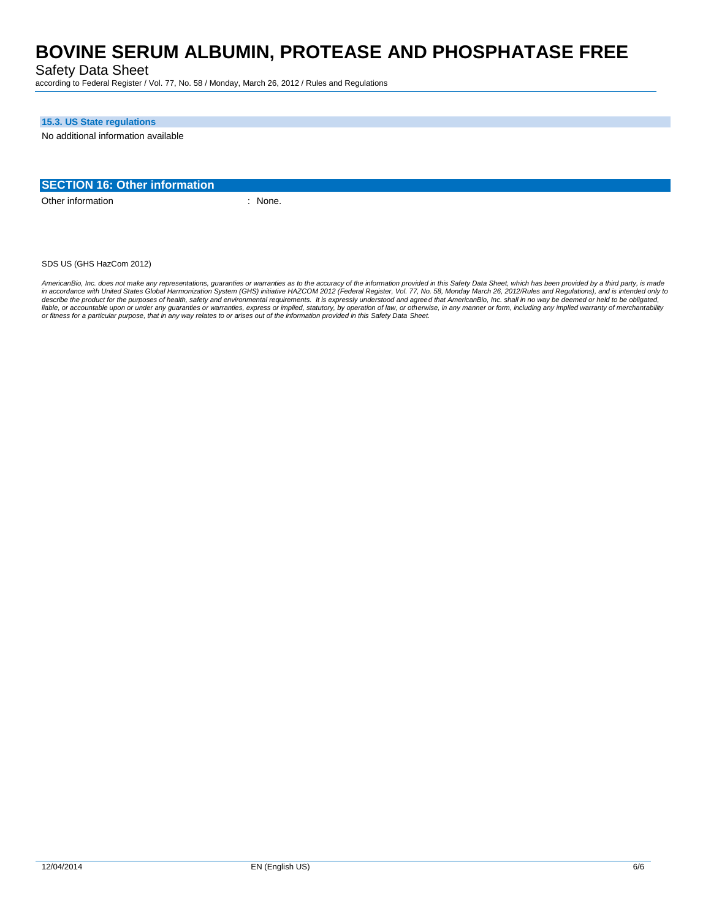### 15.3. US State regulations

No additional information available

## SECTION 16: Other information

Other information : None.

SDS US (GHS HazCom 2012)

*AmericanBio, Inc. does not make any representations, guaranties or warranties as to the accuracy of the information provided in this Safety Data Sheet, which has been provided by a third party, is made in accordance with United States Global Harmonization System (GHS) initiative HAZCOM 2012 (Federal Register, Vol. 77, No. 58, Monday March 26, 2012/Rules and Regulations), and is intended only to describe the product for the purposes of health, safety and environmental requirements. It is expressly understood and agreed that AmericanBio, Inc. shall in no way be deemed or held to be obligated, liable, or accountable upon or under any guaranties or warranties, express or implied, statutory, by operation of law, or otherwise, in any manner or form, including any implied warranty of merchantability or fitness for a particular purpose, that in any way relates to or arises out of the information provided in this Safety Data Sheet.*